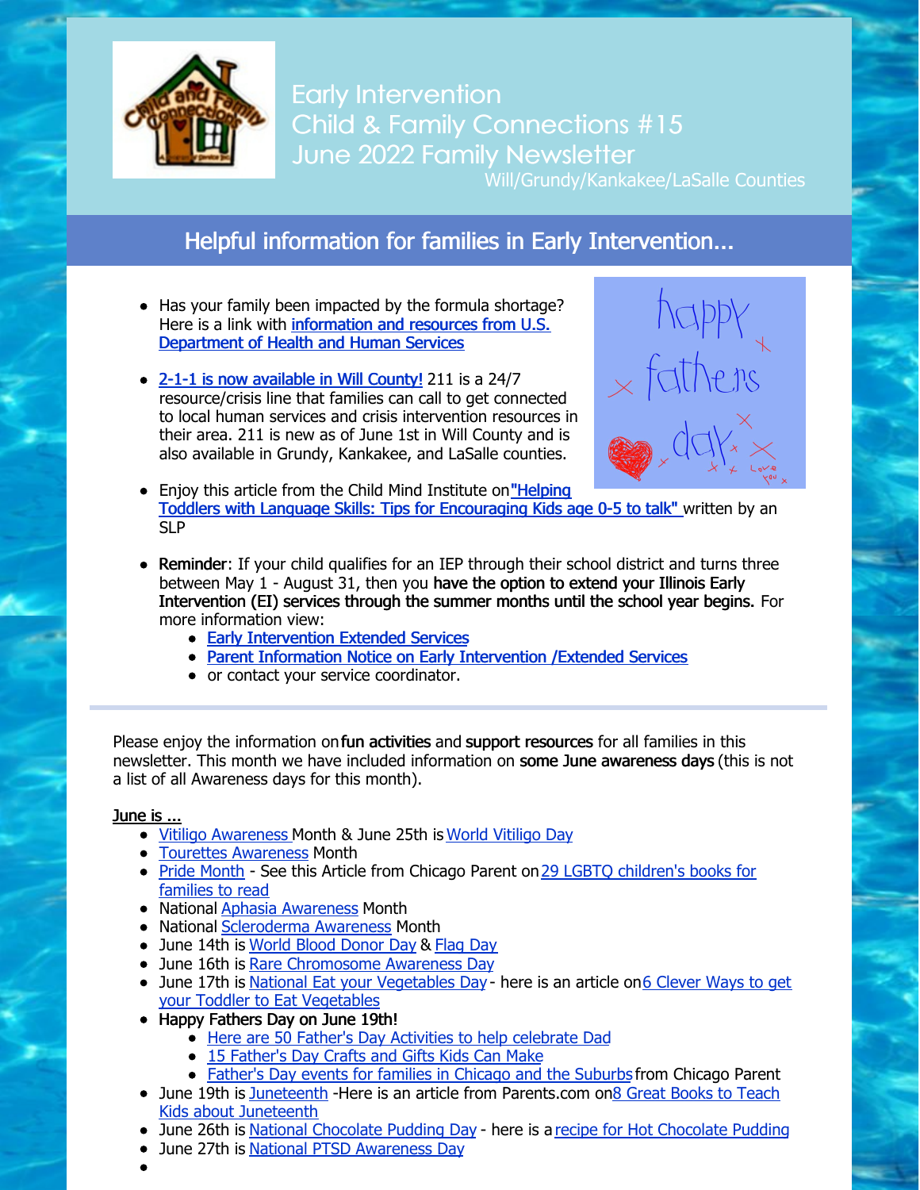# Early Intervention
# Child & Family Connections #15
# June 2022 Family Newsletter

Will/Grundy/Kankakee/LaSalle Counties

## Helpful information for families in Early Intervention...

- Has your family been impacted by the formula shortage? Here is a link with **information and resources from U.S. Department of Health and Human Services**
- **2-1-1 is now available in Will County!** 211 is a 24/7 resource/crisis line that families can call to get connected to local human services and crisis intervention resources in their area. 211 is new as of June 1st in Will County and is also available in Grundy, Kankakee, and LaSalle counties.
- Enjoy this article from the Child Mind Institute on "Helping Toddlers with Language Skills: Tips for Encouraging Kids age 0-5 to talk" written by an SLP
- **Reminder**: If your child qualifies for an IEP through their school district and turns three between May 1 - August 31, then you **have the option to extend your Illinois Early Intervention (EI) services through the summer months until the school year begins.** For more information view:
  - Early Intervention Extended Services
  - Parent Information Notice on Early Intervention /Extended Services
  - or contact your service coordinator.

---

Please enjoy the information on **fun activities** and **support resources** for all families in this newsletter. This month we have included information on **some June awareness days** (this is not a list of all Awareness days for this month).

**June is ...**

- Vitiligo Awareness Month & June 25th is World Vitiligo Day
- Tourettes Awareness Month
- Pride Month - See this Article from Chicago Parent on 29 LGBTQ children's books for families to read
- National Aphasia Awareness Month
- National Scleroderma Awareness Month
- June 14th is World Blood Donor Day & Flag Day
- June 16th is Rare Chromosome Awareness Day
- June 17th is National Eat your Vegetables Day - here is an article on 6 Clever Ways to get your Toddler to Eat Vegetables
- **Happy Fathers Day on June 19th!**
  - Here are 50 Father's Day Activities to help celebrate Dad
  - 15 Father's Day Crafts and Gifts Kids Can Make
  - Father's Day events for families in Chicago and the Suburbs from Chicago Parent
- June 19th is Juneteenth -Here is an article from Parents.com on 8 Great Books to Teach Kids about Juneteenth
- June 26th is National Chocolate Pudding Day - here is a recipe for Hot Chocolate Pudding
- June 27th is National PTSD Awareness Day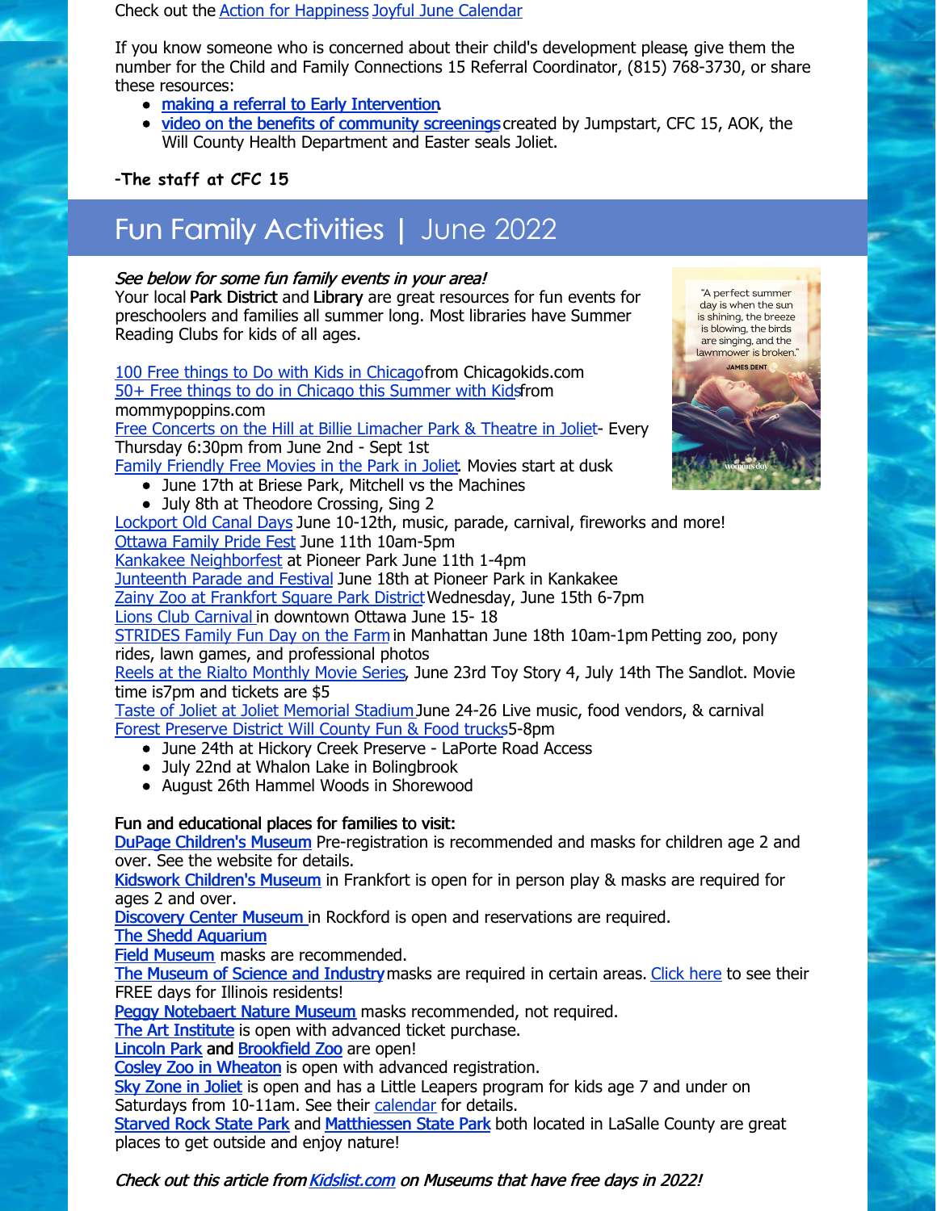Check out the Action for Happiness Joyful June Calendar

If you know someone who is concerned about their child's development please, give them the number for the Child and Family Connections 15 Referral Coordinator, (815) 768-3730, or share these resources:

- making a referral to Early Intervention.
- video on the benefits of community screenings created by Jumpstart, CFC 15, AOK, the Will County Health Department and Easter seals Joliet.

**-The staff at CFC 15**

## Fun Family Activities | June 2022

***See below for some fun family events in your area!***

Your local **Park District** and **Library** are great resources for fun events for preschoolers and families all summer long. Most libraries have Summer Reading Clubs for kids of all ages.

"A perfect summer day is when the sun is shining, the breeze is blowing, the birds are singing, and the lawnmower is broken." JAMES DENT

100 Free things to Do with Kids in Chicago from Chicagokids.com
50+ Free things to do in Chicago this Summer with Kids from mommypoppins.com
Free Concerts on the Hill at Billie Limacher Park & Theatre in Joliet- Every Thursday 6:30pm from June 2nd - Sept 1st
Family Friendly Free Movies in the Park in Joliet. Movies start at dusk

- June 17th at Briese Park, Mitchell vs the Machines
- July 8th at Theodore Crossing, Sing 2

Lockport Old Canal Days June 10-12th, music, parade, carnival, fireworks and more!
Ottawa Family Pride Fest June 11th 10am-5pm
Kankakee Neighborfest at Pioneer Park June 11th 1-4pm
Junteenth Parade and Festival June 18th at Pioneer Park in Kankakee
Zainy Zoo at Frankfort Square Park District Wednesday, June 15th 6-7pm
Lions Club Carnival in downtown Ottawa June 15- 18
STRIDES Family Fun Day on the Farm in Manhattan June 18th 10am-1pm Petting zoo, pony rides, lawn games, and professional photos
Reels at the Rialto Monthly Movie Series, June 23rd Toy Story 4, July 14th The Sandlot. Movie time is7pm and tickets are $5
Taste of Joliet at Joliet Memorial Stadium June 24-26 Live music, food vendors, & carnival
Forest Preserve District Will County Fun & Food trucks 5-8pm

- June 24th at Hickory Creek Preserve - LaPorte Road Access
- July 22nd at Whalon Lake in Bolingbrook
- August 26th Hammel Woods in Shorewood

**Fun and educational places for families to visit:**
DuPage Children's Museum Pre-registration is recommended and masks for children age 2 and over. See the website for details.
Kidswork Children's Museum in Frankfort is open for in person play & masks are required for ages 2 and over.
Discovery Center Museum in Rockford is open and reservations are required.
The Shedd Aquarium
Field Museum masks are recommended.
The Museum of Science and Industry masks are required in certain areas. Click here to see their FREE days for Illinois residents!
Peggy Notebaert Nature Museum masks recommended, not required.
The Art Institute is open with advanced ticket purchase.
Lincoln Park and Brookfield Zoo are open!
Cosley Zoo in Wheaton is open with advanced registration.
Sky Zone in Joliet is open and has a Little Leapers program for kids age 7 and under on Saturdays from 10-11am. See their calendar for details.
Starved Rock State Park and Matthiessen State Park both located in LaSalle County are great places to get outside and enjoy nature!

*Check out this article from Kidslist.com on Museums that have free days in 2022!*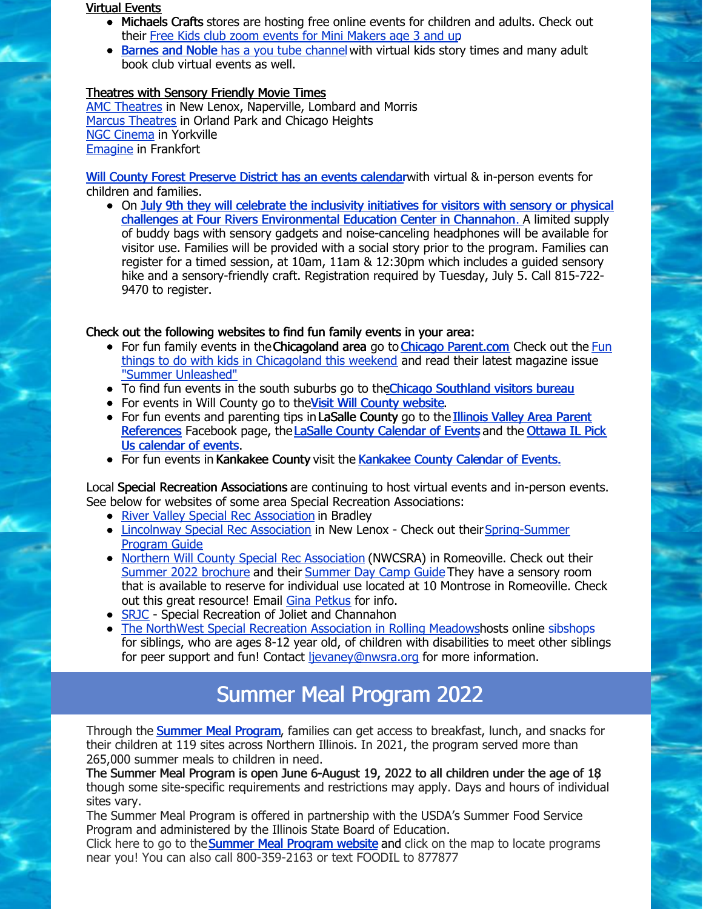Virtual Events

- **Michaels Crafts** stores are hosting free online events for children and adults. Check out their Free Kids club zoom events for Mini Makers age 3 and up
- **Barnes and Noble** has a you tube channel with virtual kids story times and many adult book club virtual events as well.

Theatres with Sensory Friendly Movie Times

AMC Theatres in New Lenox, Naperville, Lombard and Morris
Marcus Theatres in Orland Park and Chicago Heights
NGC Cinema in Yorkville
Emagine in Frankfort

Will County Forest Preserve District has an events calendar with virtual & in-person events for children and families.

- On July 9th they will celebrate the inclusivity initiatives for visitors with sensory or physical challenges at Four Rivers Environmental Education Center in Channahon. A limited supply of buddy bags with sensory gadgets and noise-canceling headphones will be available for visitor use. Families will be provided with a social story prior to the program. Families can register for a timed session, at 10am, 11am & 12:30pm which includes a guided sensory hike and a sensory-friendly craft. Registration required by Tuesday, July 5. Call 815-722-9470 to register.

Check out the following websites to find fun family events in your area:

- For fun family events in the **Chicagoland area** go to Chicago Parent.com Check out the Fun things to do with kids in Chicagoland this weekend and read their latest magazine issue "Summer Unleashed"
- To find fun events in the south suburbs go to the Chicago Southland visitors bureau
- For events in Will County go to the Visit Will County website.
- For fun events and parenting tips in **LaSalle County** go to the Illinois Valley Area Parent References Facebook page, the LaSalle County Calendar of Events and the Ottawa IL Pick Us calendar of events.
- For fun events in **Kankakee County** visit the Kankakee County Calendar of Events.

Local **Special Recreation Associations** are continuing to host virtual events and in-person events. See below for websites of some area Special Recreation Associations:

- River Valley Special Rec Association in Bradley
- Lincolnway Special Rec Association in New Lenox - Check out their Spring-Summer Program Guide
- Northern Will County Special Rec Association (NWCSRA) in Romeoville. Check out their Summer 2022 brochure and their Summer Day Camp Guide They have a sensory room that is available to reserve for individual use located at 10 Montrose in Romeoville. Check out this great resource! Email Gina Petkus for info.
- SRJC - Special Recreation of Joliet and Channahon
- The NorthWest Special Recreation Association in Rolling Meadows hosts online sibshops for siblings, who are ages 8-12 year old, of children with disabilities to meet other siblings for peer support and fun! Contact ljevaney@nwsra.org for more information.

## Summer Meal Program 2022

Through the **Summer Meal Program**, families can get access to breakfast, lunch, and snacks for their children at 119 sites across Northern Illinois. In 2021, the program served more than 265,000 summer meals to children in need.

The Summer Meal Program is open June 6-August 19, 2022 to all children under the age of 18 though some site-specific requirements and restrictions may apply. Days and hours of individual sites vary.

The Summer Meal Program is offered in partnership with the USDA's Summer Food Service Program and administered by the Illinois State Board of Education.

Click here to go to the **Summer Meal Program website** and click on the map to locate programs near you! You can also call 800-359-2163 or text FOODIL to 877877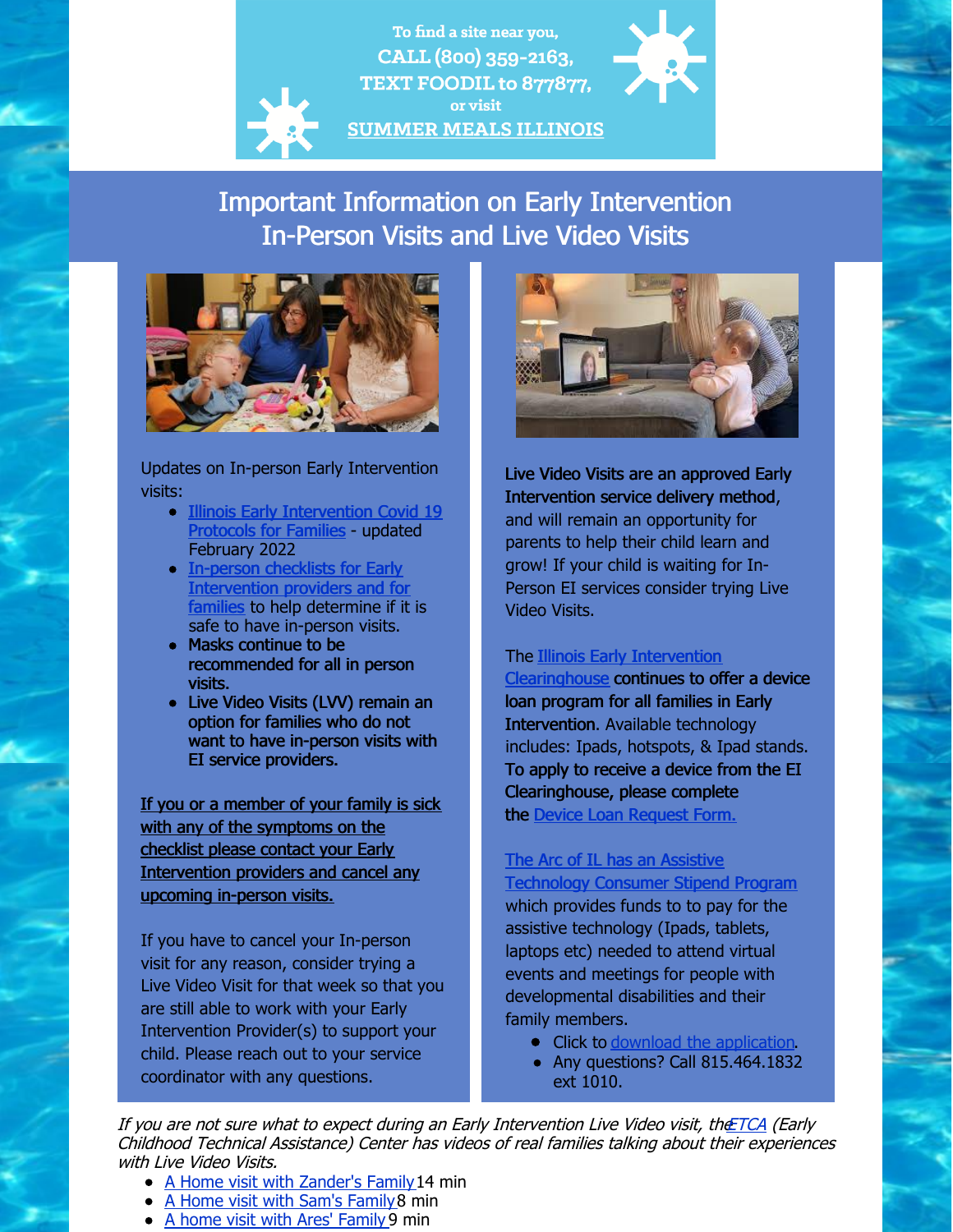To find a site near you,
**CALL (800) 359-2163,**
**TEXT FOODIL to 877877,**
or visit
**SUMMER MEALS ILLINOIS**

## Important Information on Early Intervention In-Person Visits and Live Video Visits

Updates on In-person Early Intervention visits:

- Illinois Early Intervention Covid 19 Protocols for Families - updated February 2022
- In-person checklists for Early Intervention providers and for families to help determine if it is safe to have in-person visits.
- **Masks continue to be recommended for all in person visits.**
- **Live Video Visits (LVV) remain an option for families who do not want to have in-person visits with EI service providers.**

**If you or a member of your family is sick with any of the symptoms on the checklist please contact your Early Intervention providers and cancel any upcoming in-person visits.**

If you have to cancel your In-person visit for any reason, consider trying a Live Video Visit for that week so that you are still able to work with your Early Intervention Provider(s) to support your child. Please reach out to your service coordinator with any questions.

**Live Video Visits are an approved Early Intervention service delivery method**, and will remain an opportunity for parents to help their child learn and grow! If your child is waiting for In-Person EI services consider trying Live Video Visits.

The Illinois Early Intervention Clearinghouse **continues to offer a device loan program for all families in Early Intervention.** Available technology includes: Ipads, hotspots, & Ipad stands. **To apply to receive a device from the EI Clearinghouse, please complete the** Device Loan Request Form.

The Arc of IL has an Assistive Technology Consumer Stipend Program which provides funds to to pay for the assistive technology (Ipads, tablets, laptops etc) needed to attend virtual events and meetings for people with developmental disabilities and their family members.

- Click to download the application.
- Any questions? Call 815.464.1832 ext 1010.

*If you are not sure what to expect during an Early Intervention Live Video visit, the ETCA (Early Childhood Technical Assistance) Center has videos of real families talking about their experiences with Live Video Visits.*

- A Home visit with Zander's Family 14 min
- A Home visit with Sam's Family 8 min
- A home visit with Ares' Family 9 min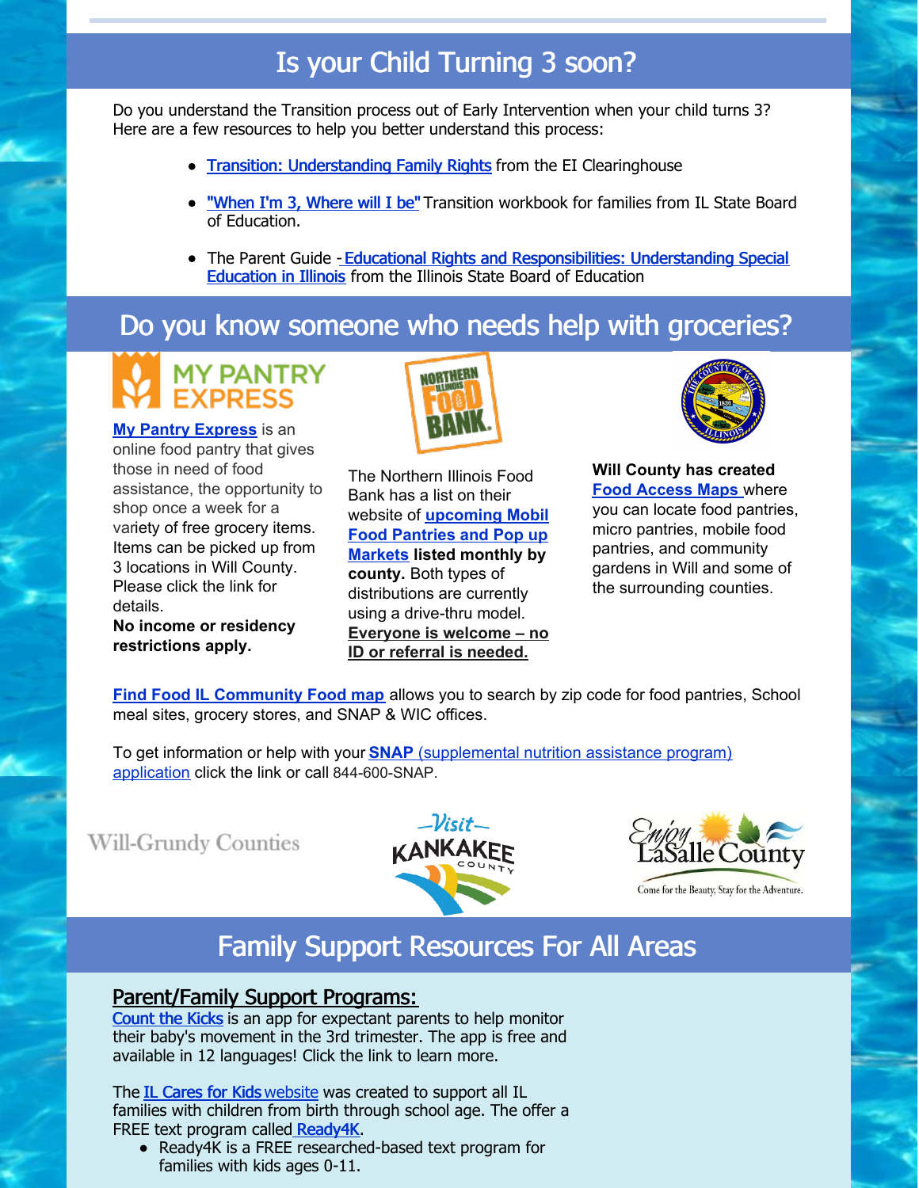## Is your Child Turning 3 soon?

Do you understand the Transition process out of Early Intervention when your child turns 3? Here are a few resources to help you better understand this process:

- Transition: Understanding Family Rights from the EI Clearinghouse
- "When I'm 3, Where will I be" Transition workbook for families from IL State Board of Education.
- The Parent Guide - Educational Rights and Responsibilities: Understanding Special Education in Illinois from the Illinois State Board of Education

## Do you know someone who needs help with groceries?

MY PANTRY EXPRESS

**My Pantry Express** is an online food pantry that gives those in need of food assistance, the opportunity to shop once a week for a variety of free grocery items. Items can be picked up from 3 locations in Will County. Please click the link for details.
**No income or residency restrictions apply.**

NORTHERN ILLINOIS FOOD BANK

The Northern Illinois Food Bank has a list on their website of **upcoming Mobil Food Pantries and Pop up Markets listed monthly by county.** Both types of distributions are currently using a drive-thru model. **Everyone is welcome – no ID or referral is needed.**

**Will County has created Food Access Maps** where you can locate food pantries, micro pantries, mobile food pantries, and community gardens in Will and some of the surrounding counties.

**Find Food IL Community Food map** allows you to search by zip code for food pantries, School meal sites, grocery stores, and SNAP & WIC offices.

To get information or help with your **SNAP** (supplemental nutrition assistance program) application click the link or call 844-600-SNAP.

Will-Grundy Counties

Visit KANKAKEE COUNTY

Enjoy LaSalle County — Come for the Beauty, Stay for the Adventure.

## Family Support Resources For All Areas

### Parent/Family Support Programs:

Count the Kicks is an app for expectant parents to help monitor their baby's movement in the 3rd trimester. The app is free and available in 12 languages! Click the link to learn more.

The IL Cares for Kids website was created to support all IL families with children from birth through school age. The offer a FREE text program called Ready4K.

- Ready4K is a FREE researched-based text program for families with kids ages 0-11.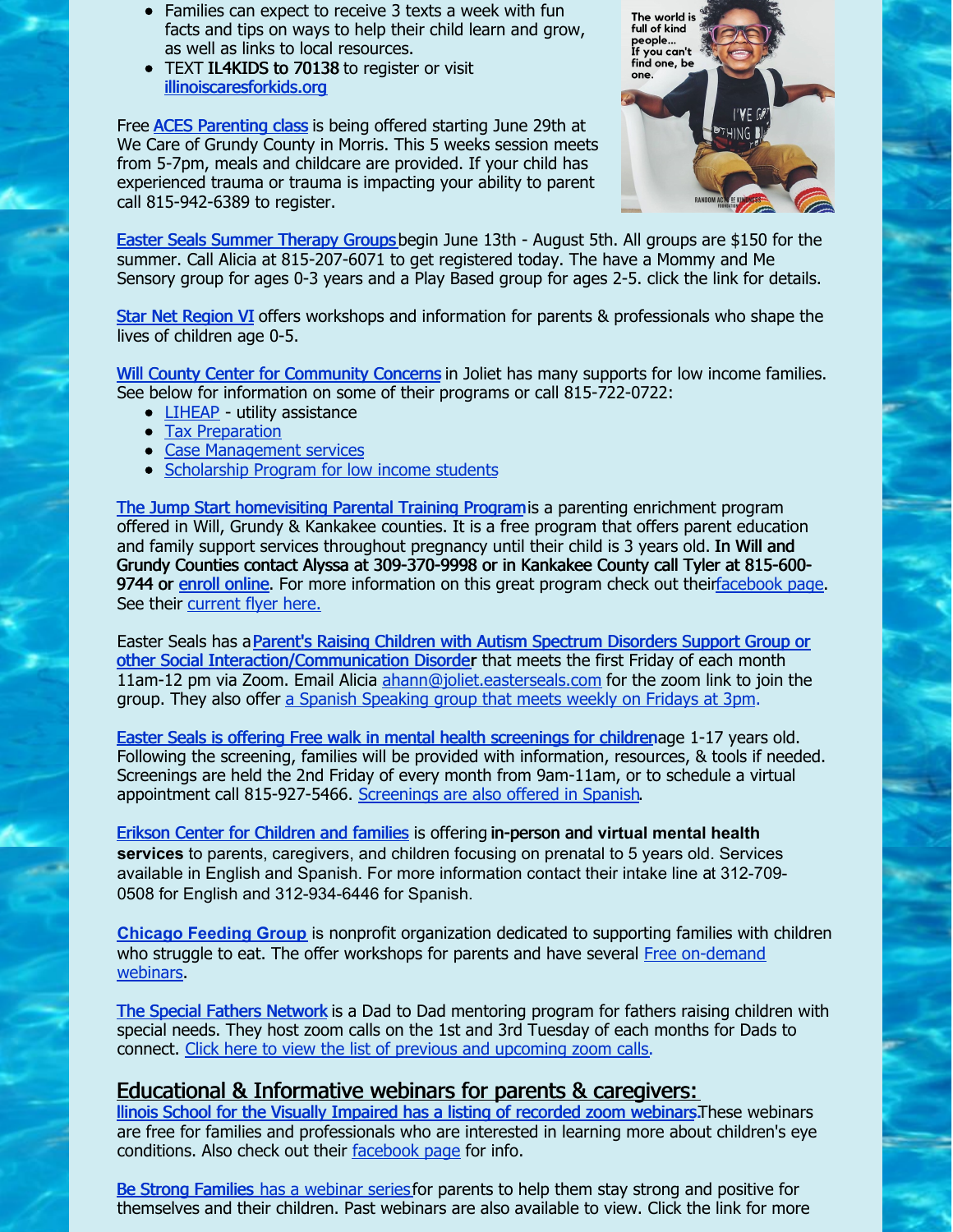- Families can expect to receive 3 texts a week with fun facts and tips on ways to help their child learn and grow, as well as links to local resources.
- TEXT **IL4KIDS to 70138** to register or visit illinoiscaresforkids.org

Free ACES Parenting class is being offered starting June 29th at We Care of Grundy County in Morris. This 5 weeks session meets from 5-7pm, meals and childcare are provided. If your child has experienced trauma or trauma is impacting your ability to parent call 815-942-6389 to register.

Easter Seals Summer Therapy Groups begin June 13th - August 5th. All groups are $150 for the summer. Call Alicia at 815-207-6071 to get registered today. The have a Mommy and Me Sensory group for ages 0-3 years and a Play Based group for ages 2-5. click the link for details.

Star Net Region VI offers workshops and information for parents & professionals who shape the lives of children age 0-5.

Will County Center for Community Concerns in Joliet has many supports for low income families. See below for information on some of their programs or call 815-722-0722:

- LIHEAP - utility assistance
- Tax Preparation
- Case Management services
- Scholarship Program for low income students

The Jump Start homevisiting Parental Training Program is a parenting enrichment program offered in Will, Grundy & Kankakee counties. It is a free program that offers parent education and family support services throughout pregnancy until their child is 3 years old. **In Will and Grundy Counties contact Alyssa at 309-370-9998 or in Kankakee County call Tyler at 815-600-9744 or** enroll online. For more information on this great program check out their facebook page. See their current flyer here.

Easter Seals has a **Parent's Raising Children with Autism Spectrum Disorders Support Group or other Social Interaction/Communication Disorder** that meets the first Friday of each month 11am-12 pm via Zoom. Email Alicia ahann@joliet.easterseals.com for the zoom link to join the group. They also offer a Spanish Speaking group that meets weekly on Fridays at 3pm.

Easter Seals is offering Free walk in mental health screenings for children age 1-17 years old. Following the screening, families will be provided with information, resources, & tools if needed. Screenings are held the 2nd Friday of every month from 9am-11am, or to schedule a virtual appointment call 815-927-5466. Screenings are also offered in Spanish.

Erikson Center for Children and families is offering **in-person and virtual mental health services** to parents, caregivers, and children focusing on prenatal to 5 years old. Services available in English and Spanish. For more information contact their intake line at 312-709-0508 for English and 312-934-6446 for Spanish.

**Chicago Feeding Group** is nonprofit organization dedicated to supporting families with children who struggle to eat. The offer workshops for parents and have several Free on-demand webinars.

The Special Fathers Network is a Dad to Dad mentoring program for fathers raising children with special needs. They host zoom calls on the 1st and 3rd Tuesday of each months for Dads to connect. Click here to view the list of previous and upcoming zoom calls.

## Educational & Informative webinars for parents & caregivers:

llinois School for the Visually Impaired has a listing of recorded zoom webinars. These webinars are free for families and professionals who are interested in learning more about children's eye conditions. Also check out their facebook page for info.

Be Strong Families has a webinar series for parents to help them stay strong and positive for themselves and their children. Past webinars are also available to view. Click the link for more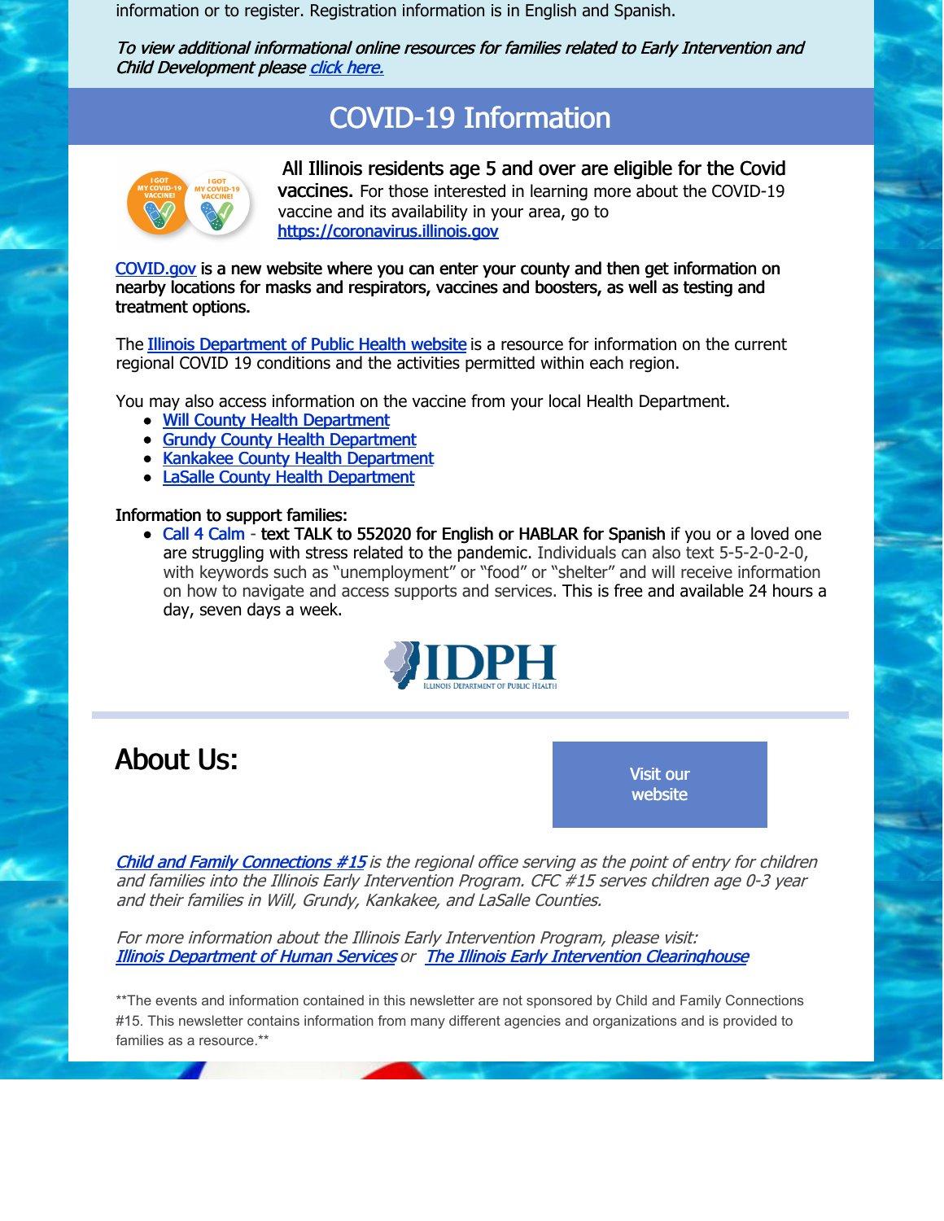information or to register. Registration information is in English and Spanish.

*To view additional informational online resources for families related to Early Intervention and Child Development please click here.*

## COVID-19 Information

**All Illinois residents age 5 and over are eligible for the Covid vaccines.** For those interested in learning more about the COVID-19 vaccine and its availability in your area, go to https://coronavirus.illinois.gov

**COVID.gov is a new website where you can enter your county and then get information on nearby locations for masks and respirators, vaccines and boosters, as well as testing and treatment options.**

The Illinois Department of Public Health website is a resource for information on the current regional COVID 19 conditions and the activities permitted within each region.

You may also access information on the vaccine from your local Health Department.

- Will County Health Department
- Grundy County Health Department
- Kankakee County Health Department
- LaSalle County Health Department

Information to support families:

- Call 4 Calm - **text TALK to 552020 for English or HABLAR for Spanish** if you or a loved one are struggling with stress related to the pandemic. Individuals can also text 5-5-2-0-2-0, with keywords such as "unemployment" or "food" or "shelter" and will receive information on how to navigate and access supports and services. This is free and available 24 hours a day, seven days a week.

IDPH
ILLINOIS DEPARTMENT OF PUBLIC HEALTH

## About Us:

Visit our website

*Child and Family Connections #15 is the regional office serving as the point of entry for children and families into the Illinois Early Intervention Program. CFC #15 serves children age 0-3 year and their families in Will, Grundy, Kankakee, and LaSalle Counties.*

*For more information about the Illinois Early Intervention Program, please visit: Illinois Department of Human Services or The Illinois Early Intervention Clearinghouse*

**The events and information contained in this newsletter are not sponsored by Child and Family Connections #15. This newsletter contains information from many different agencies and organizations and is provided to families as a resource.**